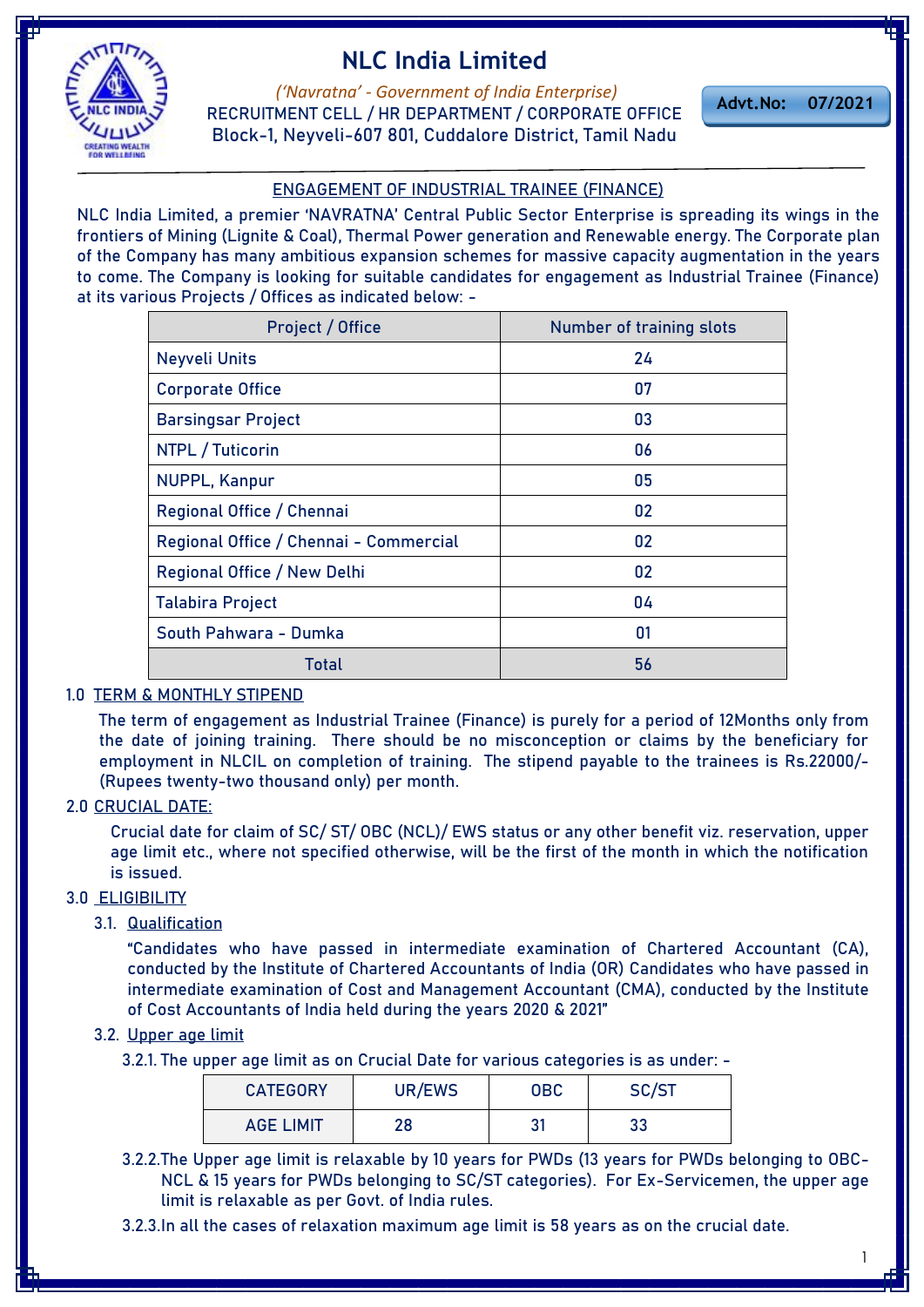# NLC India Limited

*('Navratna' - Government of India Enterprise)*

RECRUITMENT CELL / HR DEPARTMENT / CORPORATE OFFICE

Block-1, Neyveli-607 801, Cuddalore District, Tamil Nadu

**Advt.No: 07/2021**

## ENGAGEMENT OF INDUSTRIAL TRAINEE (FINANCE)

NLC India Limited, a premier 'NAVRATNA' Central Public Sector Enterprise is spreading its wings in the frontiers of Mining (Lignite & Coal), Thermal Power generation and Renewable energy. The Corporate plan of the Company has many ambitious expansion schemes for massive capacity augmentation in the years to come. The Company is looking for suitable candidates for engagement as Industrial Trainee (Finance) at its various Projects / Offices as indicated below: -

| Project / Office | Number of training slots |
|---|---|
| Neyveli Units | 24 |
| Corporate Office | 07 |
| Barsingsar Project | 03 |
| NTPL / Tuticorin | 06 |
| NUPPL, Kanpur | 05 |
| Regional Office / Chennai | 02 |
| Regional Office / Chennai - Commercial | 02 |
| Regional Office / New Delhi | 02 |
| Talabira Project | 04 |
| South Pahwara - Dumka | 01 |
| Total | 56 |

### 1.0 TERM & MONTHLY STIPEND

The term of engagement as Industrial Trainee (Finance) is purely for a period of 12Months only from the date of joining training. There should be no misconception or claims by the beneficiary for employment in NLCIL on completion of training. The stipend payable to the trainees is Rs.22000/- (Rupees twenty-two thousand only) per month.

### 2.0 CRUCIAL DATE:

Crucial date for claim of SC/ ST/ OBC (NCL)/ EWS status or any other benefit viz. reservation, upper age limit etc., where not specified otherwise, will be the first of the month in which the notification is issued.

### 3.0 ELIGIBILITY

#### 3.1. Qualification

"Candidates who have passed in intermediate examination of Chartered Accountant (CA), conducted by the Institute of Chartered Accountants of India (OR) Candidates who have passed in intermediate examination of Cost and Management Accountant (CMA), conducted by the Institute of Cost Accountants of India held during the years 2020 & 2021"

#### 3.2. Upper age limit

3.2.1. The upper age limit as on Crucial Date for various categories is as under: -

| CATEGORY | UR/EWS | OBC | SC/ST |
|---|---|---|---|
| AGE LIMIT | 28 | 31 | 33 |

3.2.2. The Upper age limit is relaxable by 10 years for PWDs (13 years for PWDs belonging to OBC-NCL & 15 years for PWDs belonging to SC/ST categories). For Ex-Servicemen, the upper age limit is relaxable as per Govt. of India rules.

3.2.3. In all the cases of relaxation maximum age limit is 58 years as on the crucial date.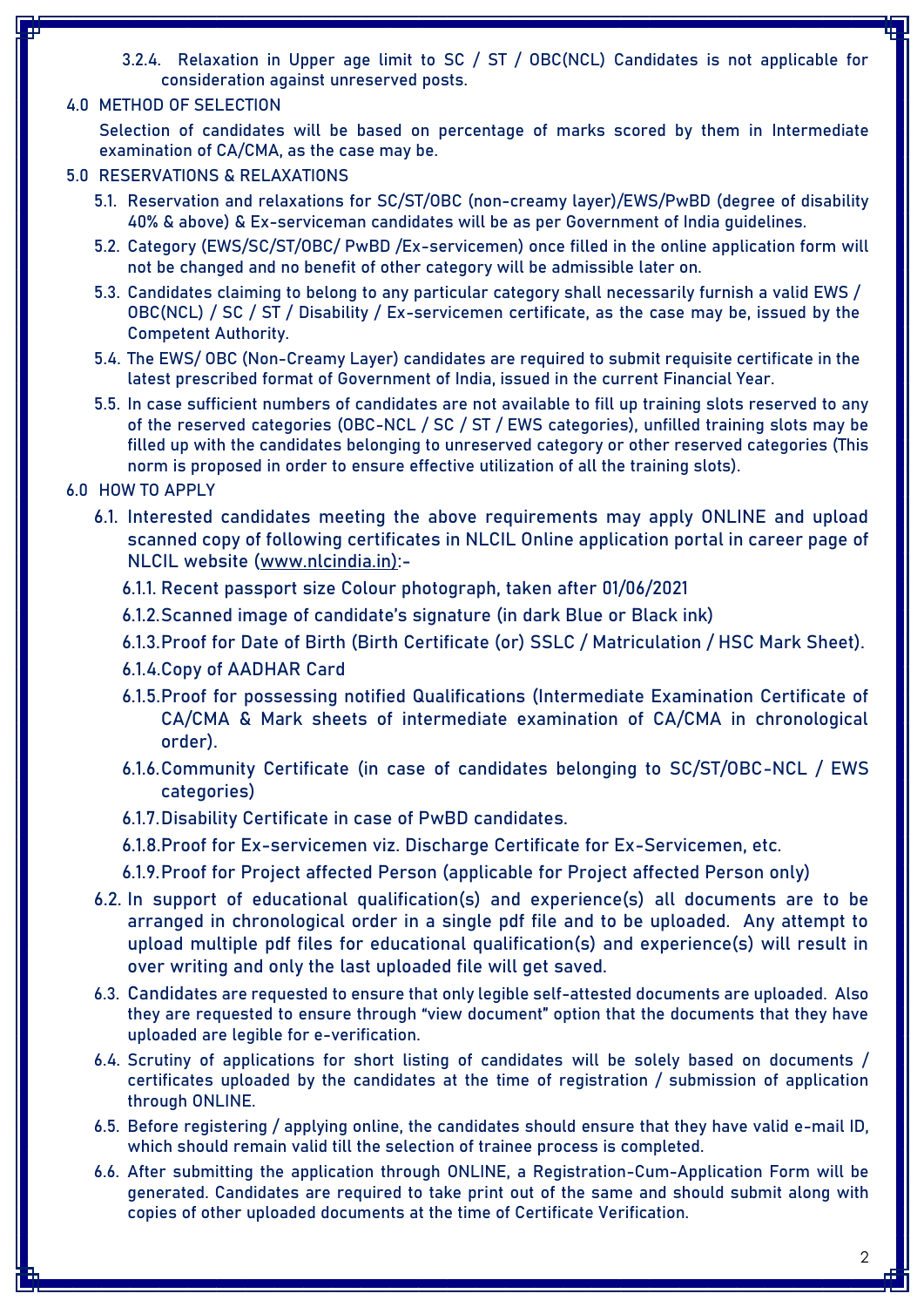3.2.4. Relaxation in Upper age limit to SC / ST / OBC(NCL) Candidates is not applicable for consideration against unreserved posts.

## 4.0 METHOD OF SELECTION

Selection of candidates will be based on percentage of marks scored by them in Intermediate examination of CA/CMA, as the case may be.

## 5.0 RESERVATIONS & RELAXATIONS

5.1. Reservation and relaxations for SC/ST/OBC (non-creamy layer)/EWS/PwBD (degree of disability 40% & above) & Ex-serviceman candidates will be as per Government of India guidelines.

5.2. Category (EWS/SC/ST/OBC/ PwBD /Ex-servicemen) once filled in the online application form will not be changed and no benefit of other category will be admissible later on.

5.3. Candidates claiming to belong to any particular category shall necessarily furnish a valid EWS / OBC(NCL) / SC / ST / Disability / Ex-servicemen certificate, as the case may be, issued by the Competent Authority.

5.4. The EWS/ OBC (Non-Creamy Layer) candidates are required to submit requisite certificate in the latest prescribed format of Government of India, issued in the current Financial Year.

5.5. In case sufficient numbers of candidates are not available to fill up training slots reserved to any of the reserved categories (OBC-NCL / SC / ST / EWS categories), unfilled training slots may be filled up with the candidates belonging to unreserved category or other reserved categories (This norm is proposed in order to ensure effective utilization of all the training slots).

## 6.0 HOW TO APPLY

6.1. Interested candidates meeting the above requirements may apply ONLINE and upload scanned copy of following certificates in NLCIL Online application portal in career page of NLCIL website (www.nlcindia.in):-

6.1.1. Recent passport size Colour photograph, taken after 01/06/2021

6.1.2. Scanned image of candidate's signature (in dark Blue or Black ink)

6.1.3. Proof for Date of Birth (Birth Certificate (or) SSLC / Matriculation / HSC Mark Sheet).

6.1.4. Copy of AADHAR Card

6.1.5. Proof for possessing notified Qualifications (Intermediate Examination Certificate of CA/CMA & Mark sheets of intermediate examination of CA/CMA in chronological order).

6.1.6. Community Certificate (in case of candidates belonging to SC/ST/OBC-NCL / EWS categories)

6.1.7. Disability Certificate in case of PwBD candidates.

6.1.8. Proof for Ex-servicemen viz. Discharge Certificate for Ex-Servicemen, etc.

6.1.9. Proof for Project affected Person (applicable for Project affected Person only)

6.2. In support of educational qualification(s) and experience(s) all documents are to be arranged in chronological order in a single pdf file and to be uploaded. Any attempt to upload multiple pdf files for educational qualification(s) and experience(s) will result in over writing and only the last uploaded file will get saved.

6.3. Candidates are requested to ensure that only legible self-attested documents are uploaded. Also they are requested to ensure through "view document" option that the documents that they have uploaded are legible for e-verification.

6.4. Scrutiny of applications for short listing of candidates will be solely based on documents / certificates uploaded by the candidates at the time of registration / submission of application through ONLINE.

6.5. Before registering / applying online, the candidates should ensure that they have valid e-mail ID, which should remain valid till the selection of trainee process is completed.

6.6. After submitting the application through ONLINE, a Registration-Cum-Application Form will be generated. Candidates are required to take print out of the same and should submit along with copies of other uploaded documents at the time of Certificate Verification.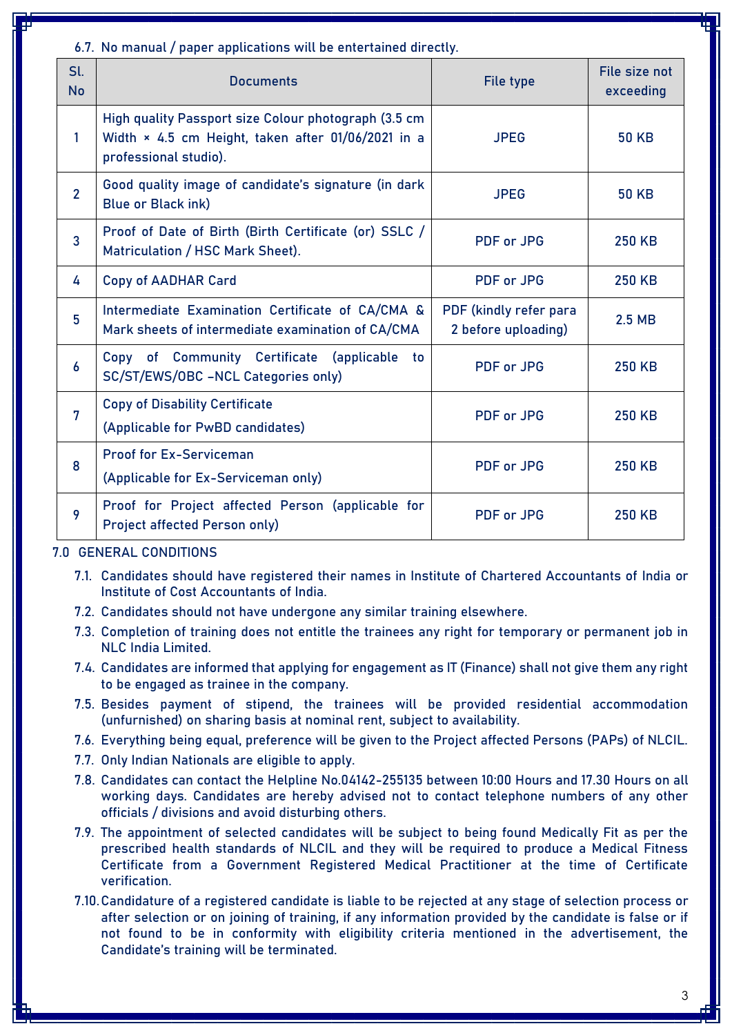6.7. No manual / paper applications will be entertained directly.

| Sl. No | Documents | File type | File size not exceeding |
|---|---|---|---|
| 1 | High quality Passport size Colour photograph (3.5 cm Width × 4.5 cm Height, taken after 01/06/2021 in a professional studio). | JPEG | 50 KB |
| 2 | Good quality image of candidate's signature (in dark Blue or Black ink) | JPEG | 50 KB |
| 3 | Proof of Date of Birth (Birth Certificate (or) SSLC / Matriculation / HSC Mark Sheet). | PDF or JPG | 250 KB |
| 4 | Copy of AADHAR Card | PDF or JPG | 250 KB |
| 5 | Intermediate Examination Certificate of CA/CMA & Mark sheets of intermediate examination of CA/CMA | PDF (kindly refer para 2 before uploading) | 2.5 MB |
| 6 | Copy of Community Certificate (applicable to SC/ST/EWS/OBC –NCL Categories only) | PDF or JPG | 250 KB |
| 7 | Copy of Disability Certificate (Applicable for PwBD candidates) | PDF or JPG | 250 KB |
| 8 | Proof for Ex-Serviceman (Applicable for Ex-Serviceman only) | PDF or JPG | 250 KB |
| 9 | Proof for Project affected Person (applicable for Project affected Person only) | PDF or JPG | 250 KB |

## 7.0 GENERAL CONDITIONS

7.1. Candidates should have registered their names in Institute of Chartered Accountants of India or Institute of Cost Accountants of India.

7.2. Candidates should not have undergone any similar training elsewhere.

7.3. Completion of training does not entitle the trainees any right for temporary or permanent job in NLC India Limited.

7.4. Candidates are informed that applying for engagement as IT (Finance) shall not give them any right to be engaged as trainee in the company.

7.5. Besides payment of stipend, the trainees will be provided residential accommodation (unfurnished) on sharing basis at nominal rent, subject to availability.

7.6. Everything being equal, preference will be given to the Project affected Persons (PAPs) of NLCIL.

7.7. Only Indian Nationals are eligible to apply.

7.8. Candidates can contact the Helpline No.04142-255135 between 10:00 Hours and 17.30 Hours on all working days. Candidates are hereby advised not to contact telephone numbers of any other officials / divisions and avoid disturbing others.

7.9. The appointment of selected candidates will be subject to being found Medically Fit as per the prescribed health standards of NLCIL and they will be required to produce a Medical Fitness Certificate from a Government Registered Medical Practitioner at the time of Certificate verification.

7.10. Candidature of a registered candidate is liable to be rejected at any stage of selection process or after selection or on joining of training, if any information provided by the candidate is false or if not found to be in conformity with eligibility criteria mentioned in the advertisement, the Candidate's training will be terminated.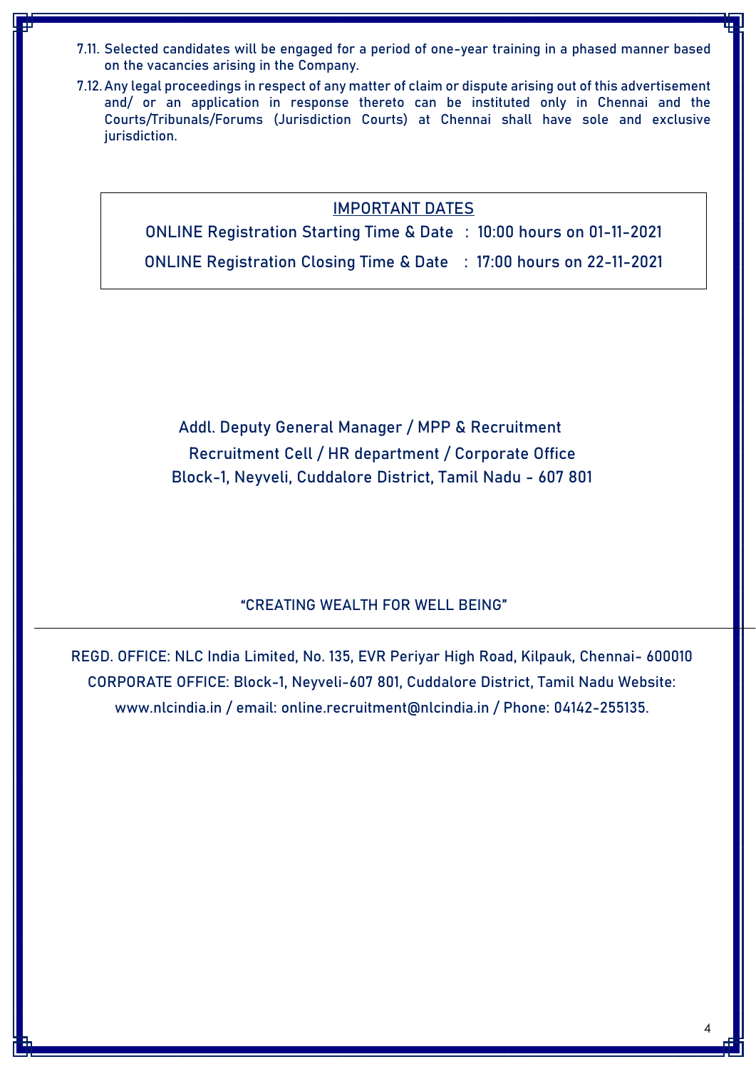7.11. Selected candidates will be engaged for a period of one-year training in a phased manner based on the vacancies arising in the Company.

7.12. Any legal proceedings in respect of any matter of claim or dispute arising out of this advertisement and/ or an application in response thereto can be instituted only in Chennai and the Courts/Tribunals/Forums (Jurisdiction Courts) at Chennai shall have sole and exclusive jurisdiction.

## IMPORTANT DATES

| | | |
|---|---|---|
| ONLINE Registration Starting Time & Date | : | 10:00 hours on 01-11-2021 |
| ONLINE Registration Closing Time & Date | : | 17:00 hours on 22-11-2021 |

Addl. Deputy General Manager / MPP & Recruitment
Recruitment Cell / HR department / Corporate Office
Block-1, Neyveli, Cuddalore District, Tamil Nadu - 607 801

"CREATING WEALTH FOR WELL BEING"

REGD. OFFICE: NLC India Limited, No. 135, EVR Periyar High Road, Kilpauk, Chennai- 600010
CORPORATE OFFICE: Block-1, Neyveli-607 801, Cuddalore District, Tamil Nadu Website: www.nlcindia.in / email: online.recruitment@nlcindia.in / Phone: 04142-255135.